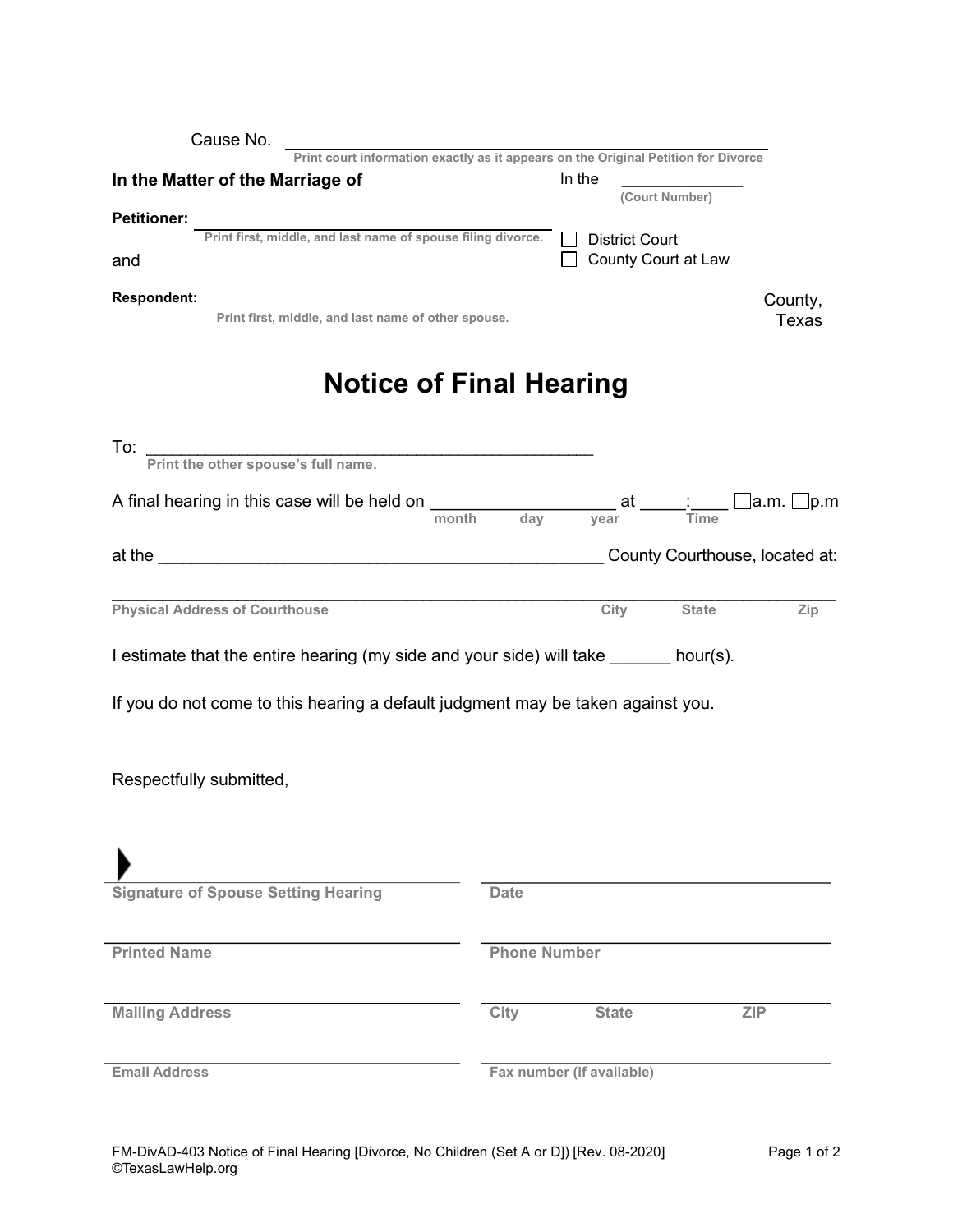Cause No. ____________________________________________

Print court information exactly as it appears on the Original Petition for Divorce

**In the Matter of the Marriage of**

In the ______________ (Court Number)

**Petitioner:** ____________________________________________

Print first, middle, and last name of spouse filing divorce.

☐ District Court

☐ County Court at Law

and

**Respondent:** ____________________________________________

Print first, middle, and last name of other spouse.

____________________ County, Texas

# Notice of Final Hearing

To: ________________________________________________

Print the other spouse's full name.

A final hearing in this case will be held on ___________________ (month day year) at _____:____ (Time) ☐a.m. ☐p.m

at the ________________________________________________ County Courthouse, located at:

______________________________________________________________________________

Physical Address of Courthouse City State Zip

I estimate that the entire hearing (my side and your side) will take ______ hour(s).

If you do not come to this hearing a default judgment may be taken against you.

Respectfully submitted,

| | |
|---|---|
| ________________________ | ________________________ |
| Signature of Spouse Setting Hearing | Date |
| ________________________ | ________________________ |
| Printed Name | Phone Number |
| ________________________ | ________________________ |
| Mailing Address | City State ZIP |
| ________________________ | ________________________ |
| Email Address | Fax number (if available) |

FM-DivAD-403 Notice of Final Hearing [Divorce, No Children (Set A or D)] [Rev. 08-2020]
©TexasLawHelp.org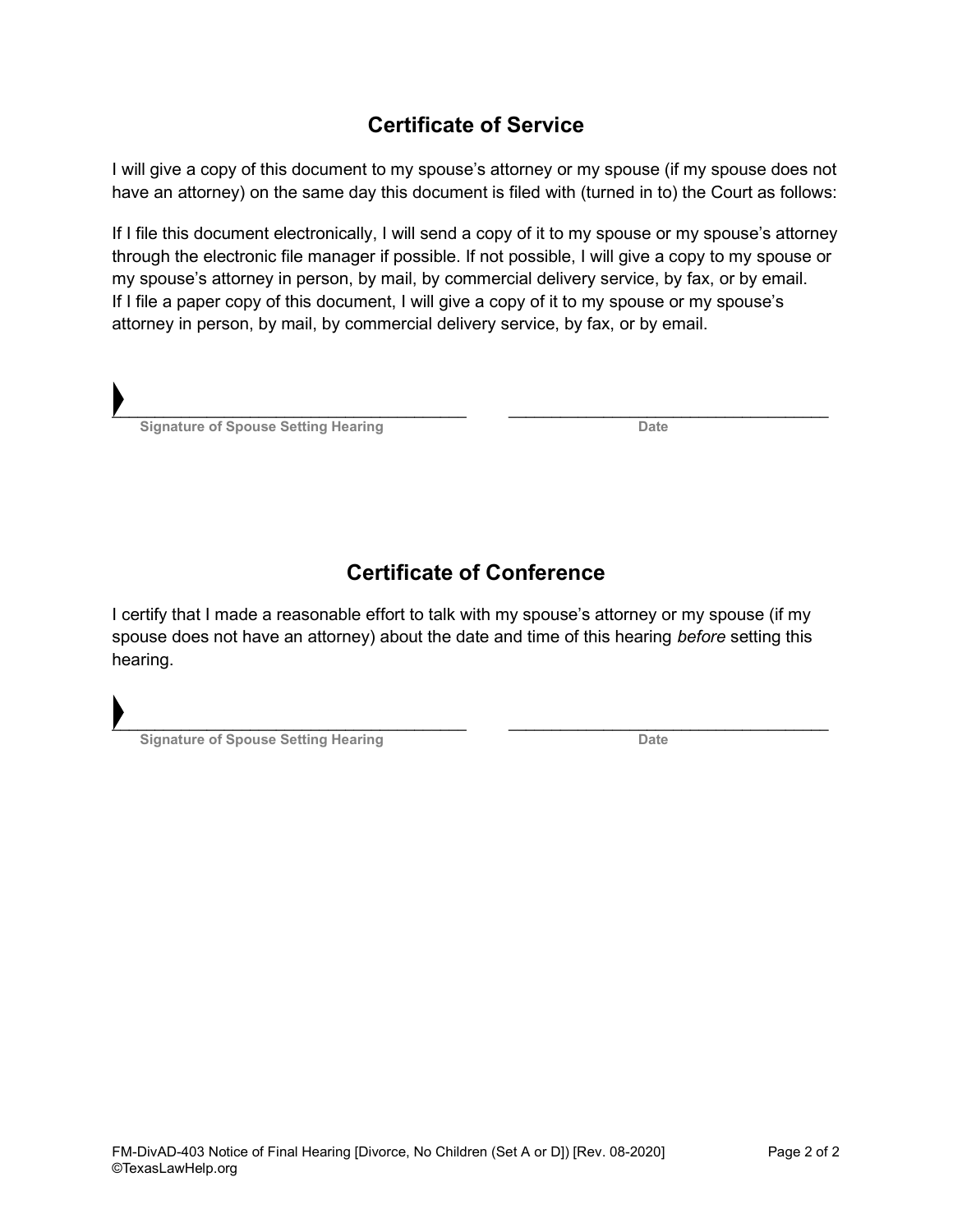## Certificate of Service

I will give a copy of this document to my spouse's attorney or my spouse (if my spouse does not have an attorney) on the same day this document is filed with (turned in to) the Court as follows:

If I file this document electronically, I will send a copy of it to my spouse or my spouse's attorney through the electronic file manager if possible. If not possible, I will give a copy to my spouse or my spouse's attorney in person, by mail, by commercial delivery service, by fax, or by email. If I file a paper copy of this document, I will give a copy of it to my spouse or my spouse's attorney in person, by mail, by commercial delivery service, by fax, or by email.

▶ ______________________________________ ______________________________________

**Signature of Spouse Setting Hearing** **Date**

## Certificate of Conference

I certify that I made a reasonable effort to talk with my spouse's attorney or my spouse (if my spouse does not have an attorney) about the date and time of this hearing *before* setting this hearing.

▶ ______________________________________ ______________________________________

**Signature of Spouse Setting Hearing** **Date**